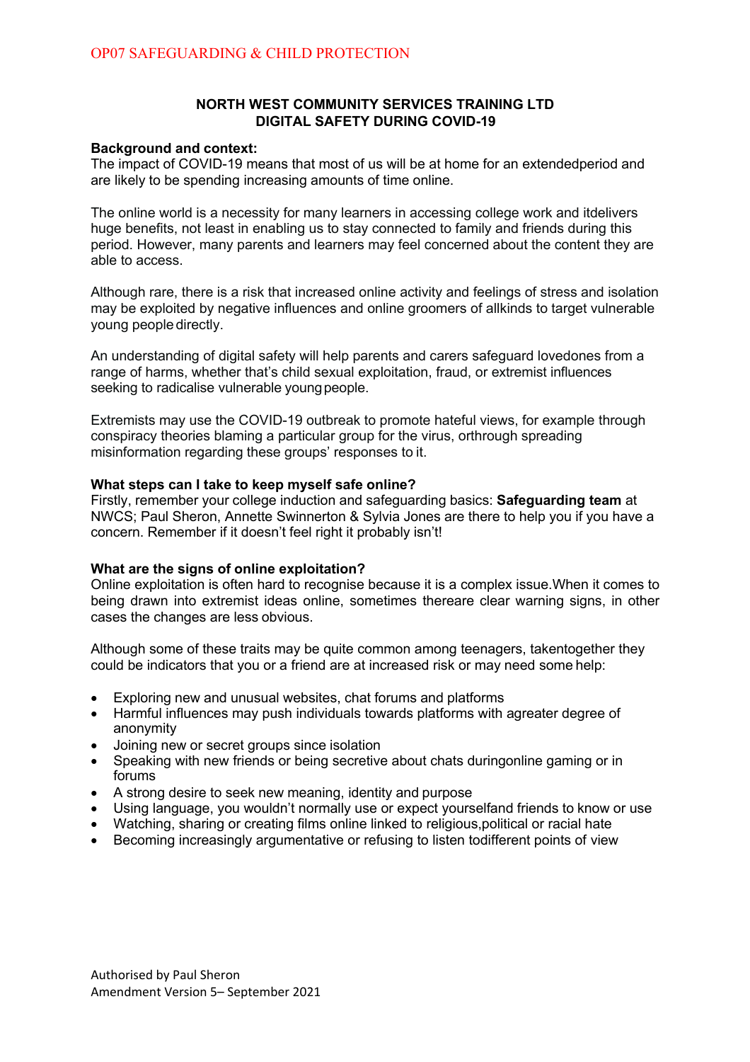# OP07 SAFEGUARDING & CHILD PROTECTION

## NORTH WEST COMMUNITY SERVICES TRAINING LTD
## DIGITAL SAFETY DURING COVID-19

**Background and context:**
The impact of COVID-19 means that most of us will be at home for an extendedperiod and are likely to be spending increasing amounts of time online.

The online world is a necessity for many learners in accessing college work and itdelivers huge benefits, not least in enabling us to stay connected to family and friends during this period. However, many parents and learners may feel concerned about the content they are able to access.

Although rare, there is a risk that increased online activity and feelings of stress and isolation may be exploited by negative influences and online groomers of allkinds to target vulnerable young people directly.

An understanding of digital safety will help parents and carers safeguard lovedones from a range of harms, whether that's child sexual exploitation, fraud, or extremist influences seeking to radicalise vulnerable young people.

Extremists may use the COVID-19 outbreak to promote hateful views, for example through conspiracy theories blaming a particular group for the virus, orthrough spreading misinformation regarding these groups' responses to it.

**What steps can I take to keep myself safe online?**
Firstly, remember your college induction and safeguarding basics: **Safeguarding team** at NWCS; Paul Sheron, Annette Swinnerton & Sylvia Jones are there to help you if you have a concern. Remember if it doesn't feel right it probably isn't!

**What are the signs of online exploitation?**
Online exploitation is often hard to recognise because it is a complex issue.When it comes to being drawn into extremist ideas online, sometimes thereare clear warning signs, in other cases the changes are less obvious.

Although some of these traits may be quite common among teenagers, takentogether they could be indicators that you or a friend are at increased risk or may need some help:

- Exploring new and unusual websites, chat forums and platforms
- Harmful influences may push individuals towards platforms with agreater degree of anonymity
- Joining new or secret groups since isolation
- Speaking with new friends or being secretive about chats duringonline gaming or in forums
- A strong desire to seek new meaning, identity and purpose
- Using language, you wouldn't normally use or expect yourselfand friends to know or use
- Watching, sharing or creating films online linked to religious,political or racial hate
- Becoming increasingly argumentative or refusing to listen todifferent points of view

Authorised by Paul Sheron
Amendment Version 5– September 2021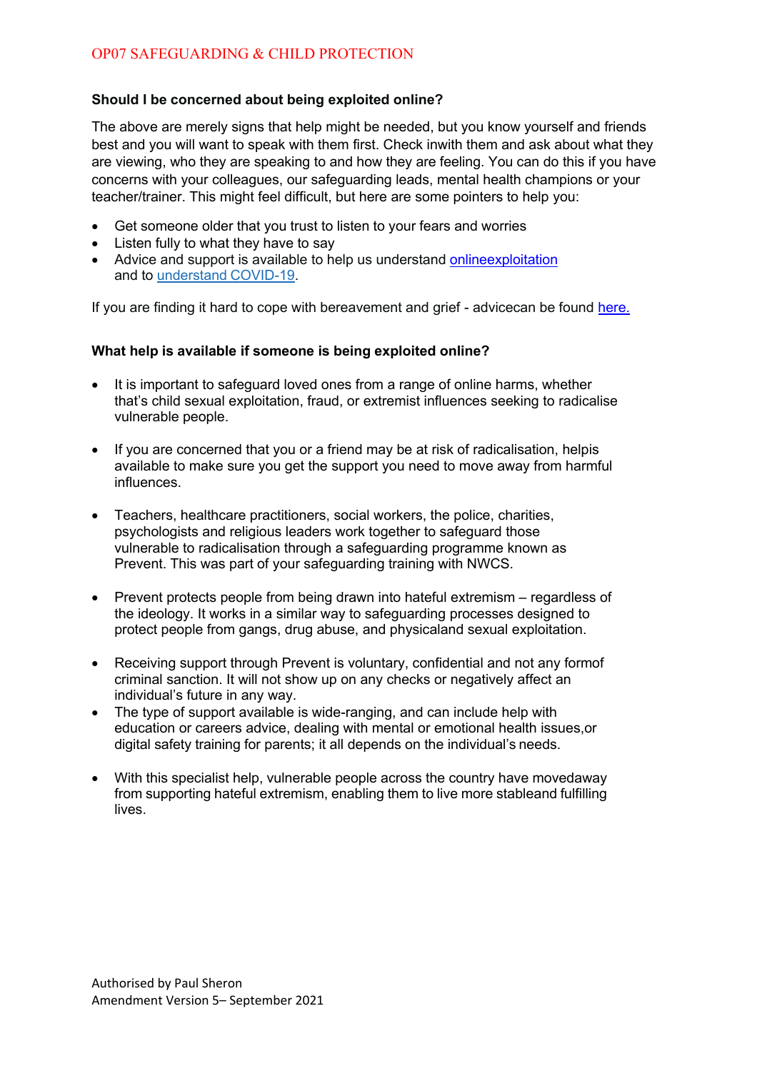**Should I be concerned about being exploited online?**

The above are merely signs that help might be needed, but you know yourself and friends best and you will want to speak with them first. Check inwith them and ask about what they are viewing, who they are speaking to and how they are feeling. You can do this if you have concerns with your colleagues, our safeguarding leads, mental health champions or your teacher/trainer. This might feel difficult, but here are some pointers to help you:

- Get someone older that you trust to listen to your fears and worries
- Listen fully to what they have to say
- Advice and support is available to help us understand onlineexploitation and to understand COVID-19.

If you are finding it hard to cope with bereavement and grief - advicecan be found here.

**What help is available if someone is being exploited online?**

- It is important to safeguard loved ones from a range of online harms, whether that's child sexual exploitation, fraud, or extremist influences seeking to radicalise vulnerable people.

- If you are concerned that you or a friend may be at risk of radicalisation, helpis available to make sure you get the support you need to move away from harmful influences.

- Teachers, healthcare practitioners, social workers, the police, charities, psychologists and religious leaders work together to safeguard those vulnerable to radicalisation through a safeguarding programme known as Prevent. This was part of your safeguarding training with NWCS.

- Prevent protects people from being drawn into hateful extremism – regardless of the ideology. It works in a similar way to safeguarding processes designed to protect people from gangs, drug abuse, and physicaland sexual exploitation.

- Receiving support through Prevent is voluntary, confidential and not any formof criminal sanction. It will not show up on any checks or negatively affect an individual's future in any way.
- The type of support available is wide-ranging, and can include help with education or careers advice, dealing with mental or emotional health issues,or digital safety training for parents; it all depends on the individual's needs.

- With this specialist help, vulnerable people across the country have movedaway from supporting hateful extremism, enabling them to live more stableand fulfilling lives.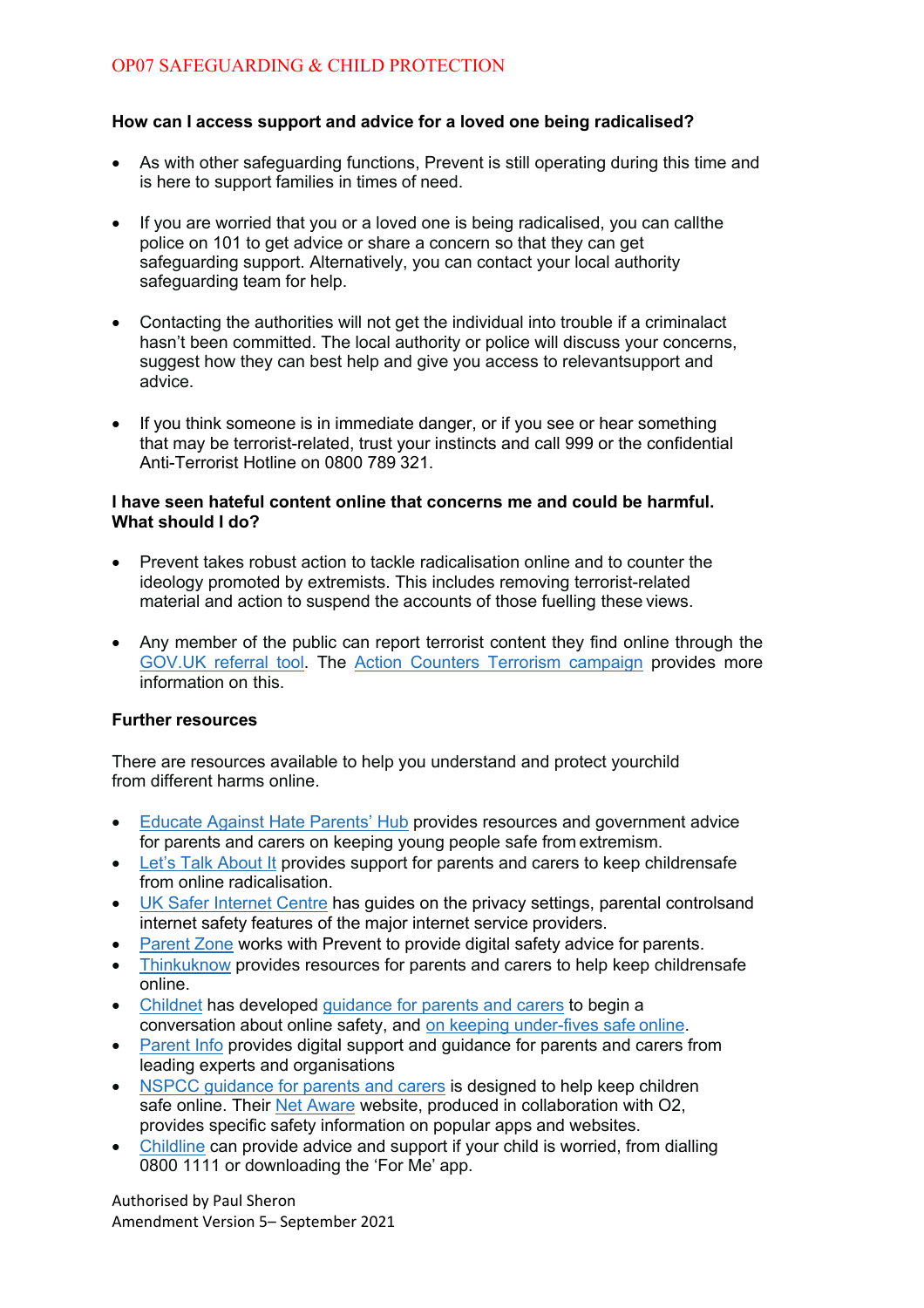**How can I access support and advice for a loved one being radicalised?**

- As with other safeguarding functions, Prevent is still operating during this time and is here to support families in times of need.

- If you are worried that you or a loved one is being radicalised, you can callthe police on 101 to get advice or share a concern so that they can get safeguarding support. Alternatively, you can contact your local authority safeguarding team for help.

- Contacting the authorities will not get the individual into trouble if a criminalact hasn't been committed. The local authority or police will discuss your concerns, suggest how they can best help and give you access to relevantsupport and advice.

- If you think someone is in immediate danger, or if you see or hear something that may be terrorist-related, trust your instincts and call 999 or the confidential Anti-Terrorist Hotline on 0800 789 321.

**I have seen hateful content online that concerns me and could be harmful. What should I do?**

- Prevent takes robust action to tackle radicalisation online and to counter the ideology promoted by extremists. This includes removing terrorist-related material and action to suspend the accounts of those fuelling these views.

- Any member of the public can report terrorist content they find online through the GOV.UK referral tool. The Action Counters Terrorism campaign provides more information on this.

**Further resources**

There are resources available to help you understand and protect yourchild from different harms online.

- Educate Against Hate Parents' Hub provides resources and government advice for parents and carers on keeping young people safe from extremism.
- Let's Talk About It provides support for parents and carers to keep childrensafe from online radicalisation.
- UK Safer Internet Centre has guides on the privacy settings, parental controlsand internet safety features of the major internet service providers.
- Parent Zone works with Prevent to provide digital safety advice for parents.
- Thinkuknow provides resources for parents and carers to help keep childrensafe online.
- Childnet has developed guidance for parents and carers to begin a conversation about online safety, and on keeping under-fives safe online.
- Parent Info provides digital support and guidance for parents and carers from leading experts and organisations
- NSPCC guidance for parents and carers is designed to help keep children safe online. Their Net Aware website, produced in collaboration with O2, provides specific safety information on popular apps and websites.
- Childline can provide advice and support if your child is worried, from dialling 0800 1111 or downloading the 'For Me' app.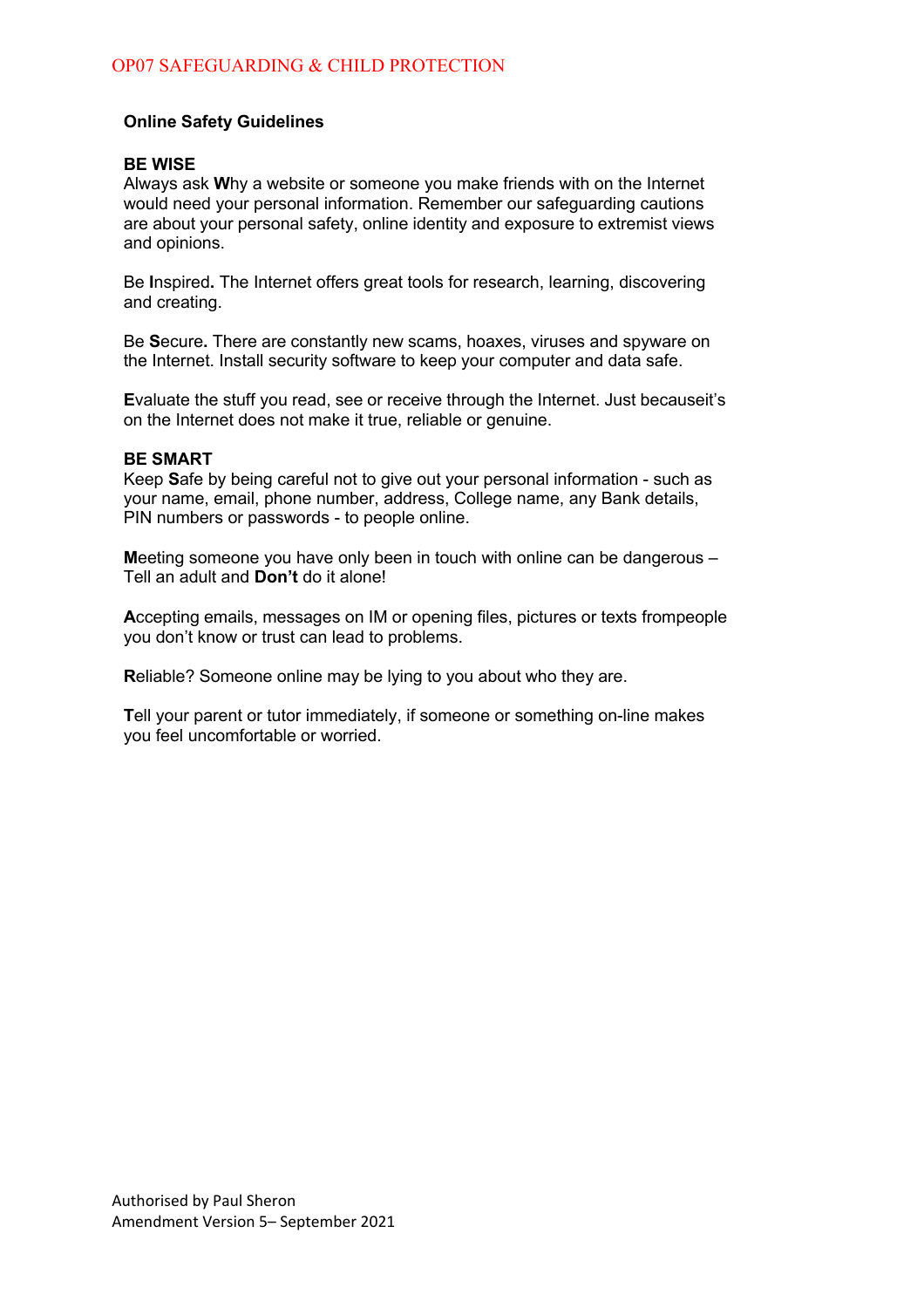**Online Safety Guidelines**

**BE WISE**

Always ask **W**hy a website or someone you make friends with on the Internet would need your personal information. Remember our safeguarding cautions are about your personal safety, online identity and exposure to extremist views and opinions.

Be **I**nspired**.** The Internet offers great tools for research, learning, discovering and creating.

Be **S**ecure**.** There are constantly new scams, hoaxes, viruses and spyware on the Internet. Install security software to keep your computer and data safe.

**E**valuate the stuff you read, see or receive through the Internet. Just becauseit's on the Internet does not make it true, reliable or genuine.

**BE SMART**

Keep **S**afe by being careful not to give out your personal information - such as your name, email, phone number, address, College name, any Bank details, PIN numbers or passwords - to people online.

**M**eeting someone you have only been in touch with online can be dangerous – Tell an adult and **Don't** do it alone!

**A**ccepting emails, messages on IM or opening files, pictures or texts frompeople you don't know or trust can lead to problems.

**R**eliable? Someone online may be lying to you about who they are.

**T**ell your parent or tutor immediately, if someone or something on-line makes you feel uncomfortable or worried.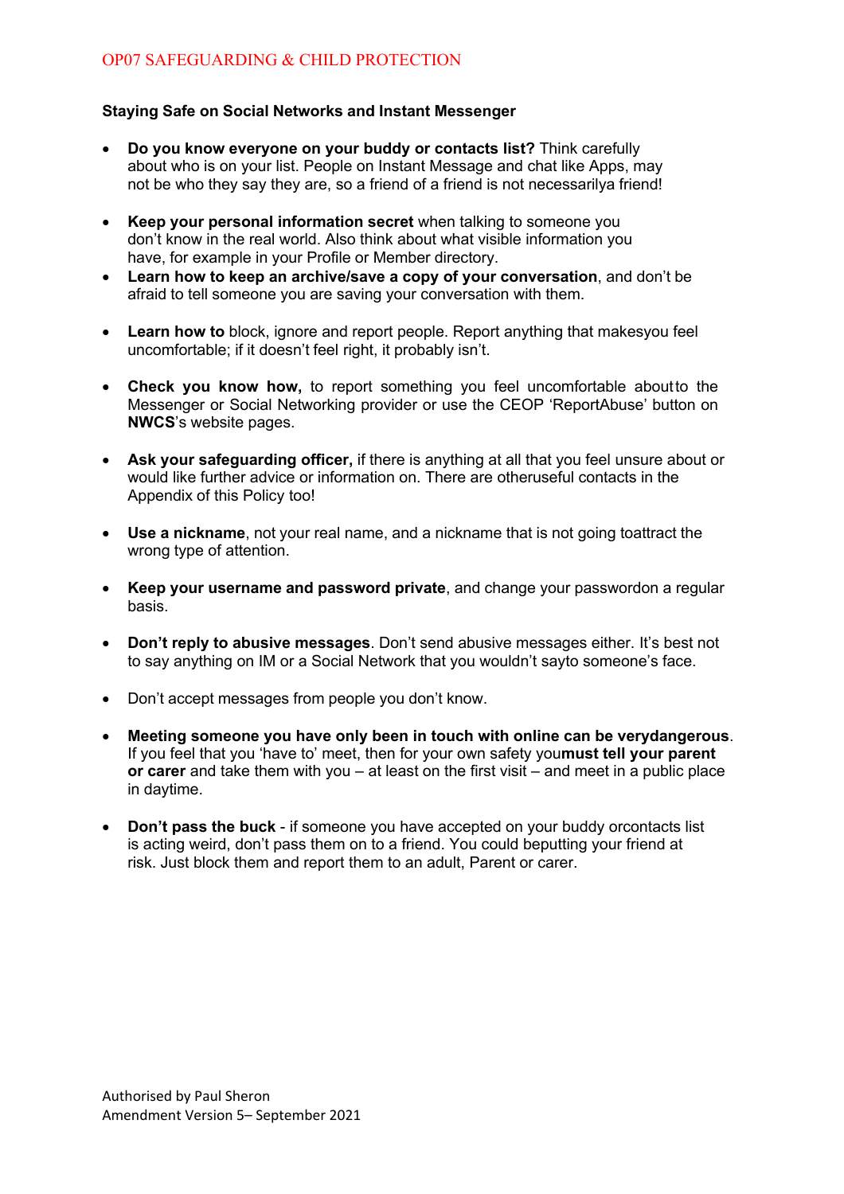**Staying Safe on Social Networks and Instant Messenger**

- **Do you know everyone on your buddy or contacts list?** Think carefully about who is on your list. People on Instant Message and chat like Apps, may not be who they say they are, so a friend of a friend is not necessarilya friend!
- **Keep your personal information secret** when talking to someone you don't know in the real world. Also think about what visible information you have, for example in your Profile or Member directory.
- **Learn how to keep an archive/save a copy of your conversation**, and don't be afraid to tell someone you are saving your conversation with them.
- **Learn how to** block, ignore and report people. Report anything that makesyou feel uncomfortable; if it doesn't feel right, it probably isn't.
- **Check you know how,** to report something you feel uncomfortable aboutto the Messenger or Social Networking provider or use the CEOP 'ReportAbuse' button on **NWCS**'s website pages.
- **Ask your safeguarding officer,** if there is anything at all that you feel unsure about or would like further advice or information on. There are otheruseful contacts in the Appendix of this Policy too!
- **Use a nickname**, not your real name, and a nickname that is not going toattract the wrong type of attention.
- **Keep your username and password private**, and change your passwordon a regular basis.
- **Don't reply to abusive messages**. Don't send abusive messages either. It's best not to say anything on IM or a Social Network that you wouldn't sayto someone's face.
- Don't accept messages from people you don't know.
- **Meeting someone you have only been in touch with online can be verydangerous**. If you feel that you 'have to' meet, then for your own safety you**must tell your parent or carer** and take them with you – at least on the first visit – and meet in a public place in daytime.
- **Don't pass the buck** - if someone you have accepted on your buddy orcontacts list is acting weird, don't pass them on to a friend. You could beputting your friend at risk. Just block them and report them to an adult, Parent or carer.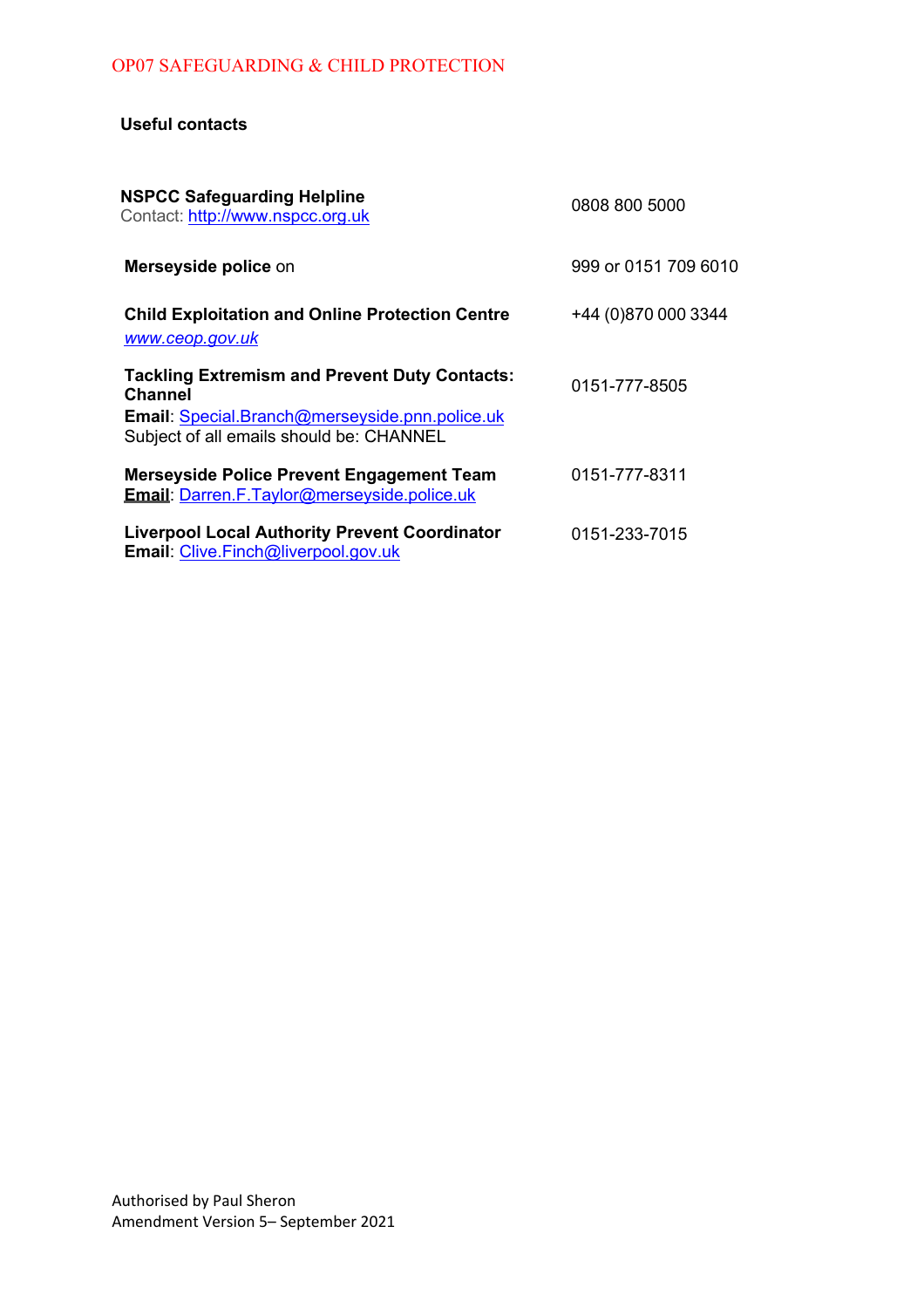**Useful contacts**

| | |
|---|---|
| **NSPCC Safeguarding Helpline**<br>Contact: http://www.nspcc.org.uk | 0808 800 5000 |
| **Merseyside police** on | 999 or 0151 709 6010 |
| **Child Exploitation and Online Protection Centre**<br>*www.ceop.gov.uk* | +44 (0)870 000 3344 |
| **Tackling Extremism and Prevent Duty Contacts: Channel**<br>**Email**: Special.Branch@merseyside.pnn.police.uk<br>Subject of all emails should be: CHANNEL | 0151-777-8505 |
| **Merseyside Police Prevent Engagement Team**<br>**Email**: Darren.F.Taylor@merseyside.police.uk | 0151-777-8311 |
| **Liverpool Local Authority Prevent Coordinator**<br>**Email**: Clive.Finch@liverpool.gov.uk | 0151-233-7015 |